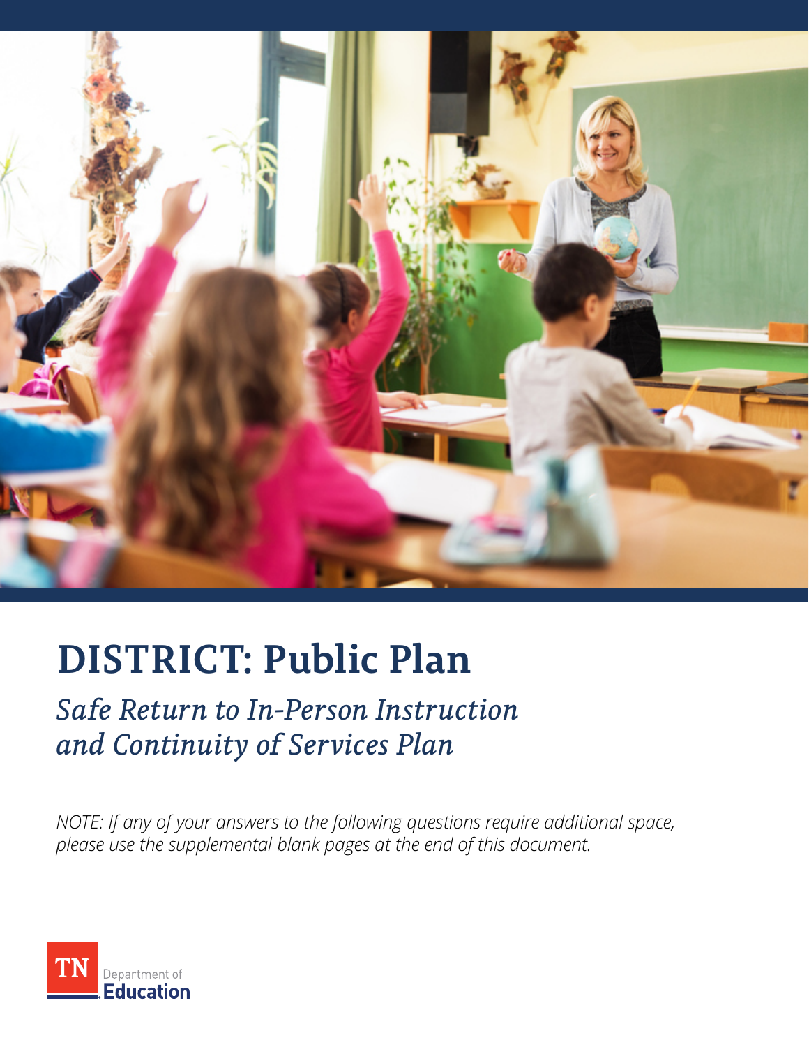# DISTRICT: Public Plan

## *Safe Return to In-Person Instruction and Continuity of Services Plan*

*NOTE: If any of your answers to the following questions require additional space, please use the supplemental blank pages at the end of this document.*

TN Department of Education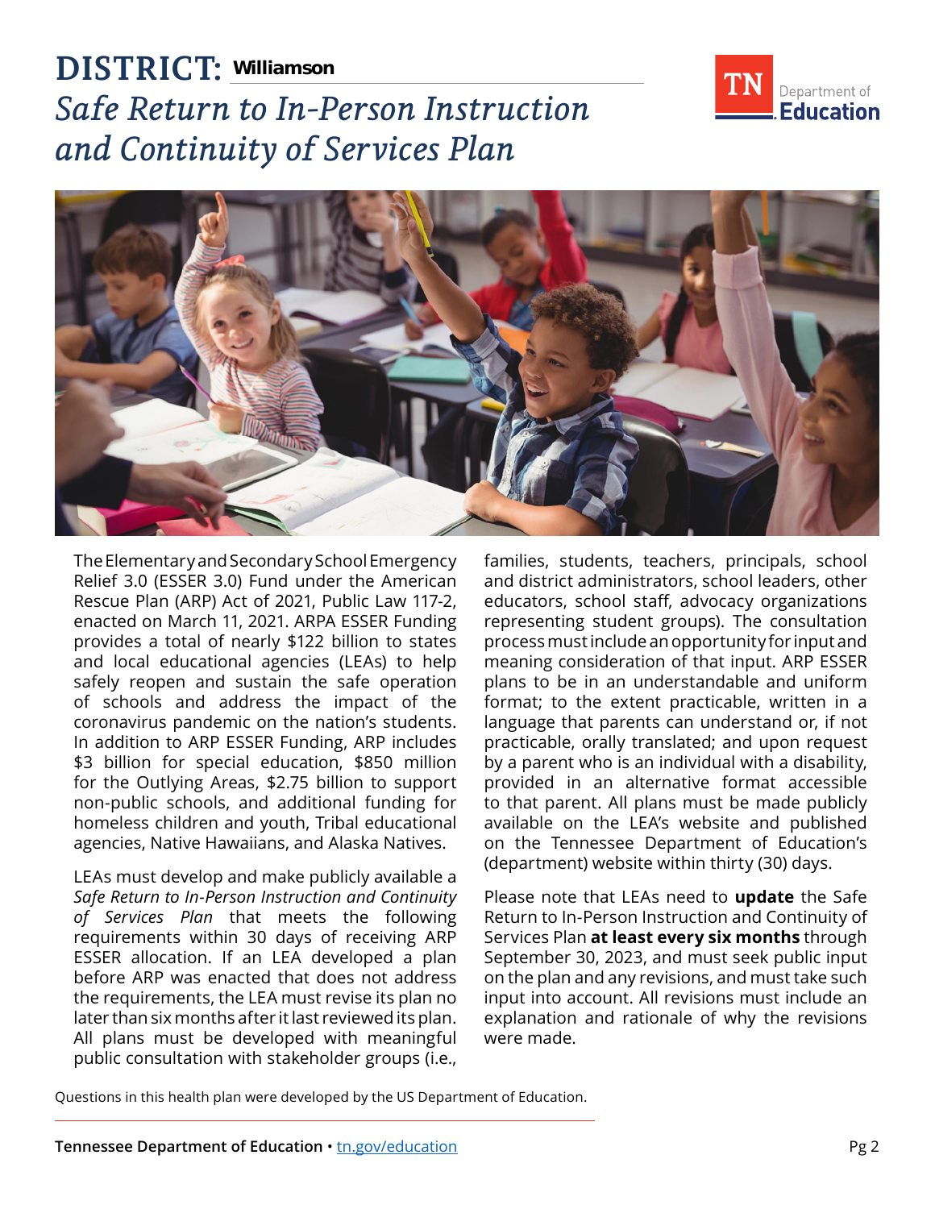# DISTRICT: Williamson

## *Safe Return to In-Person Instruction and Continuity of Services Plan*

The Elementary and Secondary School Emergency Relief 3.0 (ESSER 3.0) Fund under the American Rescue Plan (ARP) Act of 2021, Public Law 117-2, enacted on March 11, 2021. ARPA ESSER Funding provides a total of nearly $122 billion to states and local educational agencies (LEAs) to help safely reopen and sustain the safe operation of schools and address the impact of the coronavirus pandemic on the nation's students. In addition to ARP ESSER Funding, ARP includes $3 billion for special education, $850 million for the Outlying Areas, $2.75 billion to support non-public schools, and additional funding for homeless children and youth, Tribal educational agencies, Native Hawaiians, and Alaska Natives.

LEAs must develop and make publicly available a *Safe Return to In-Person Instruction and Continuity of Services Plan* that meets the following requirements within 30 days of receiving ARP ESSER allocation. If an LEA developed a plan before ARP was enacted that does not address the requirements, the LEA must revise its plan no later than six months after it last reviewed its plan. All plans must be developed with meaningful public consultation with stakeholder groups (i.e., families, students, teachers, principals, school and district administrators, school leaders, other educators, school staff, advocacy organizations representing student groups). The consultation process must include an opportunity for input and meaning consideration of that input. ARP ESSER plans to be in an understandable and uniform format; to the extent practicable, written in a language that parents can understand or, if not practicable, orally translated; and upon request by a parent who is an individual with a disability, provided in an alternative format accessible to that parent. All plans must be made publicly available on the LEA's website and published on the Tennessee Department of Education's (department) website within thirty (30) days.

Please note that LEAs need to **update** the Safe Return to In-Person Instruction and Continuity of Services Plan **at least every six months** through September 30, 2023, and must seek public input on the plan and any revisions, and must take such input into account. All revisions must include an explanation and rationale of why the revisions were made.

Questions in this health plan were developed by the US Department of Education.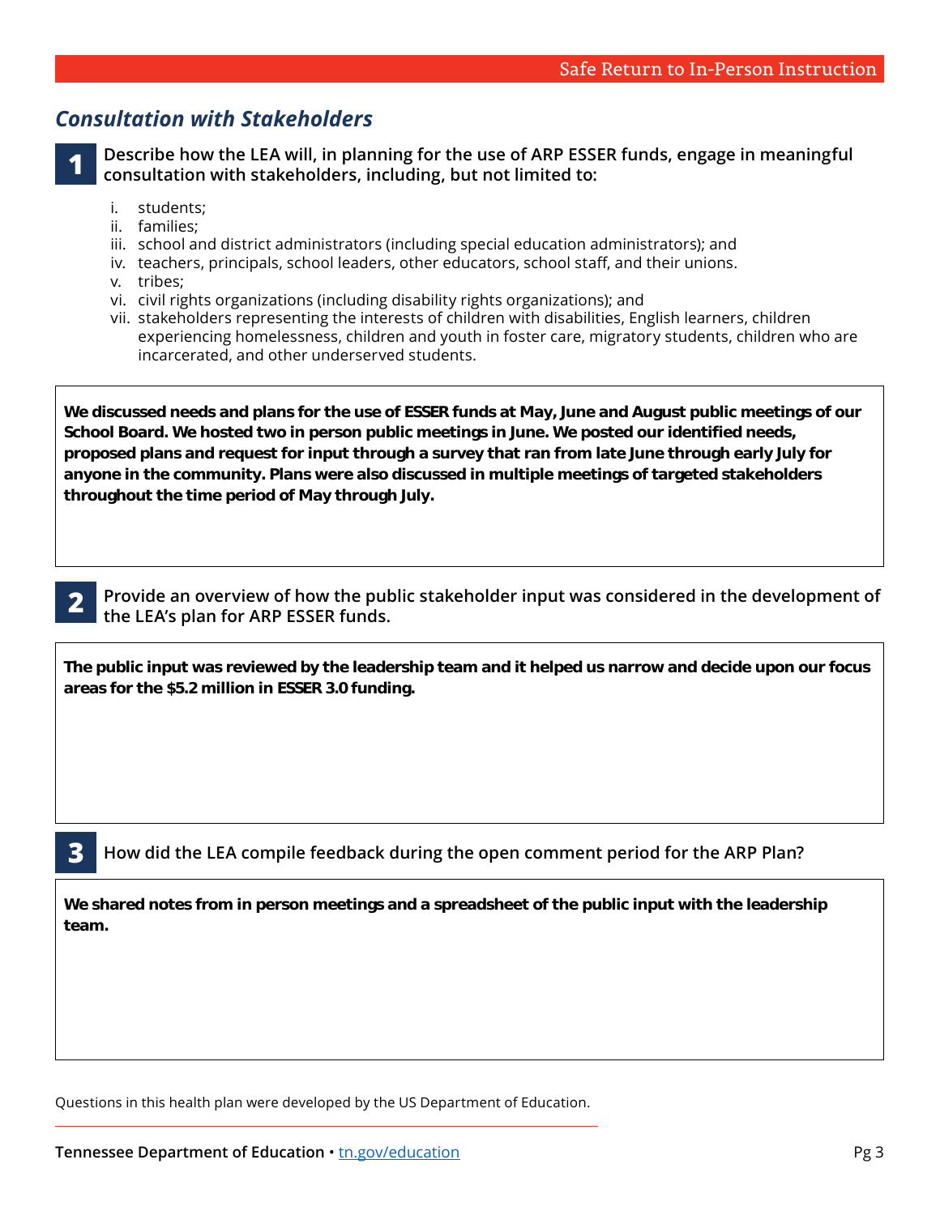## *Consultation with Stakeholders*

**1** **Describe how the LEA will, in planning for the use of ARP ESSER funds, engage in meaningful consultation with stakeholders, including, but not limited to:**

i. students;
ii. families;
iii. school and district administrators (including special education administrators); and
iv. teachers, principals, school leaders, other educators, school staff, and their unions.
v. tribes;
vi. civil rights organizations (including disability rights organizations); and
vii. stakeholders representing the interests of children with disabilities, English learners, children experiencing homelessness, children and youth in foster care, migratory students, children who are incarcerated, and other underserved students.

**We discussed needs and plans for the use of ESSER funds at May, June and August public meetings of our School Board. We hosted two in person public meetings in June. We posted our identified needs, proposed plans and request for input through a survey that ran from late June through early July for anyone in the community. Plans were also discussed in multiple meetings of targeted stakeholders throughout the time period of May through July.**

**2** **Provide an overview of how the public stakeholder input was considered in the development of the LEA's plan for ARP ESSER funds.**

**The public input was reviewed by the leadership team and it helped us narrow and decide upon our focus areas for the $5.2 million in ESSER 3.0 funding.**

**3** **How did the LEA compile feedback during the open comment period for the ARP Plan?**

**We shared notes from in person meetings and a spreadsheet of the public input with the leadership team.**

Questions in this health plan were developed by the US Department of Education.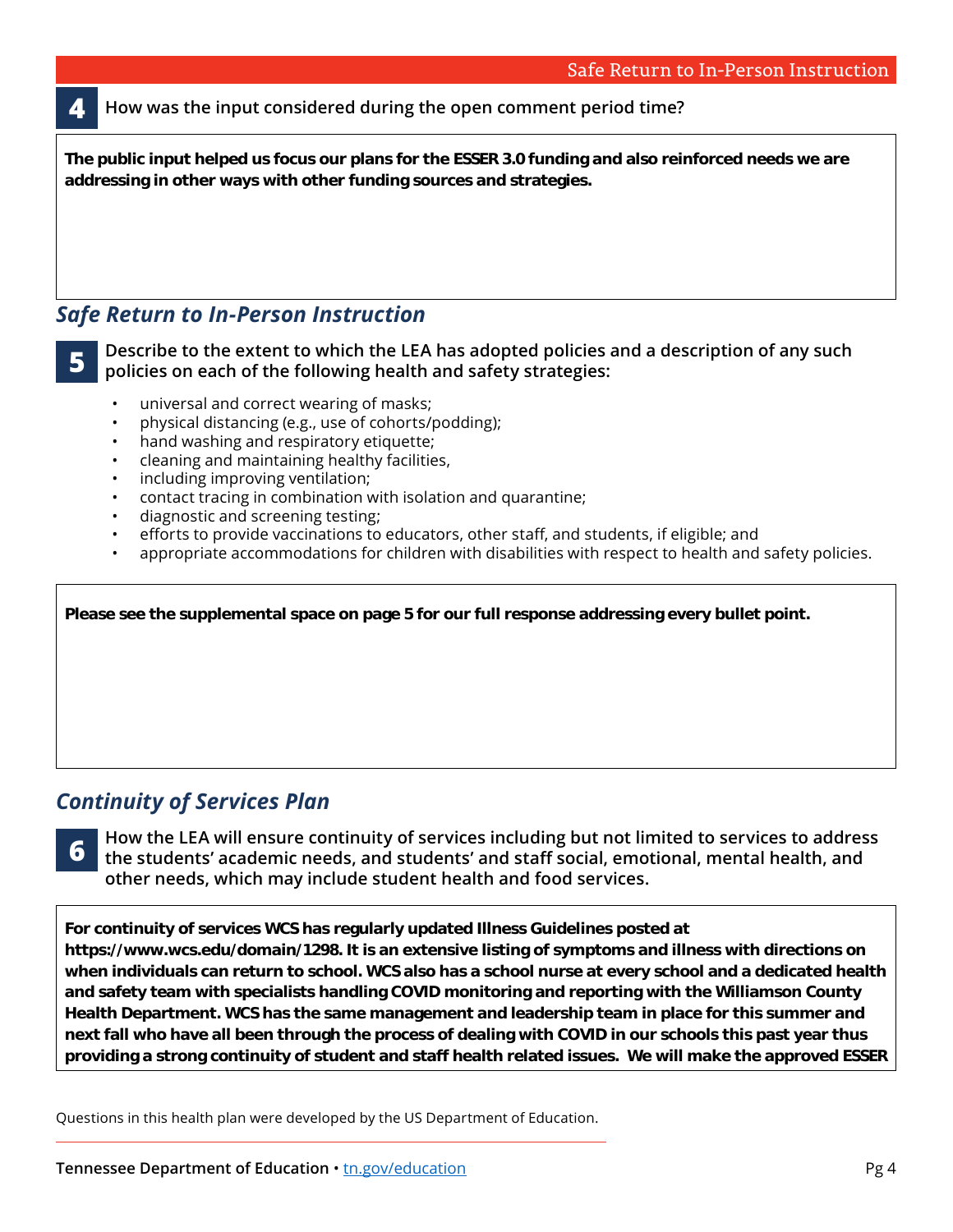**4** How was the input considered during the open comment period time?

**The public input helped us focus our plans for the ESSER 3.0 funding and also reinforced needs we are addressing in other ways with other funding sources and strategies.**

## *Safe Return to In-Person Instruction*

**5** Describe to the extent to which the LEA has adopted policies and a description of any such policies on each of the following health and safety strategies:

- universal and correct wearing of masks;
- physical distancing (e.g., use of cohorts/podding);
- hand washing and respiratory etiquette;
- cleaning and maintaining healthy facilities,
- including improving ventilation;
- contact tracing in combination with isolation and quarantine;
- diagnostic and screening testing;
- efforts to provide vaccinations to educators, other staff, and students, if eligible; and
- appropriate accommodations for children with disabilities with respect to health and safety policies.

**Please see the supplemental space on page 5 for our full response addressing every bullet point.**

## *Continuity of Services Plan*

**6** How the LEA will ensure continuity of services including but not limited to services to address the students' academic needs, and students' and staff social, emotional, mental health, and other needs, which may include student health and food services.

**For continuity of services WCS has regularly updated Illness Guidelines posted at https://www.wcs.edu/domain/1298. It is an extensive listing of symptoms and illness with directions on when individuals can return to school. WCS also has a school nurse at every school and a dedicated health and safety team with specialists handling COVID monitoring and reporting with the Williamson County Health Department. WCS has the same management and leadership team in place for this summer and next fall who have all been through the process of dealing with COVID in our schools this past year thus providing a strong continuity of student and staff health related issues. We will make the approved ESSER**

Questions in this health plan were developed by the US Department of Education.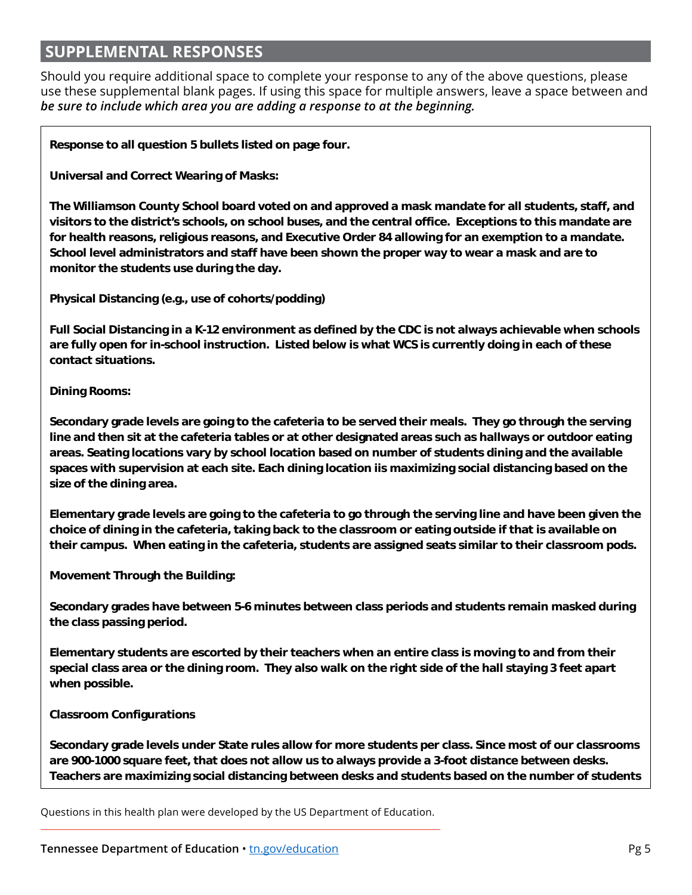## SUPPLEMENTAL RESPONSES

Should you require additional space to complete your response to any of the above questions, please use these supplemental blank pages. If using this space for multiple answers, leave a space between and ***be sure to include which area you are adding a response to at the beginning.***

**Response to all question 5 bullets listed on page four.**

**Universal and Correct Wearing of Masks:**

**The Williamson County School board voted on and approved a mask mandate for all students, staff, and visitors to the district's schools, on school buses, and the central office. Exceptions to this mandate are for health reasons, religious reasons, and Executive Order 84 allowing for an exemption to a mandate. School level administrators and staff have been shown the proper way to wear a mask and are to monitor the students use during the day.**

**Physical Distancing (e.g., use of cohorts/podding)**

**Full Social Distancing in a K-12 environment as defined by the CDC is not always achievable when schools are fully open for in-school instruction. Listed below is what WCS is currently doing in each of these contact situations.**

**Dining Rooms:**

**Secondary grade levels are going to the cafeteria to be served their meals. They go through the serving line and then sit at the cafeteria tables or at other designated areas such as hallways or outdoor eating areas. Seating locations vary by school location based on number of students dining and the available spaces with supervision at each site. Each dining location iis maximizing social distancing based on the size of the dining area.**

**Elementary grade levels are going to the cafeteria to go through the serving line and have been given the choice of dining in the cafeteria, taking back to the classroom or eating outside if that is available on their campus. When eating in the cafeteria, students are assigned seats similar to their classroom pods.**

**Movement Through the Building:**

**Secondary grades have between 5-6 minutes between class periods and students remain masked during the class passing period.**

**Elementary students are escorted by their teachers when an entire class is moving to and from their special class area or the dining room. They also walk on the right side of the hall staying 3 feet apart when possible.**

**Classroom Configurations**

**Secondary grade levels under State rules allow for more students per class. Since most of our classrooms are 900-1000 square feet, that does not allow us to always provide a 3-foot distance between desks. Teachers are maximizing social distancing between desks and students based on the number of students**

Questions in this health plan were developed by the US Department of Education.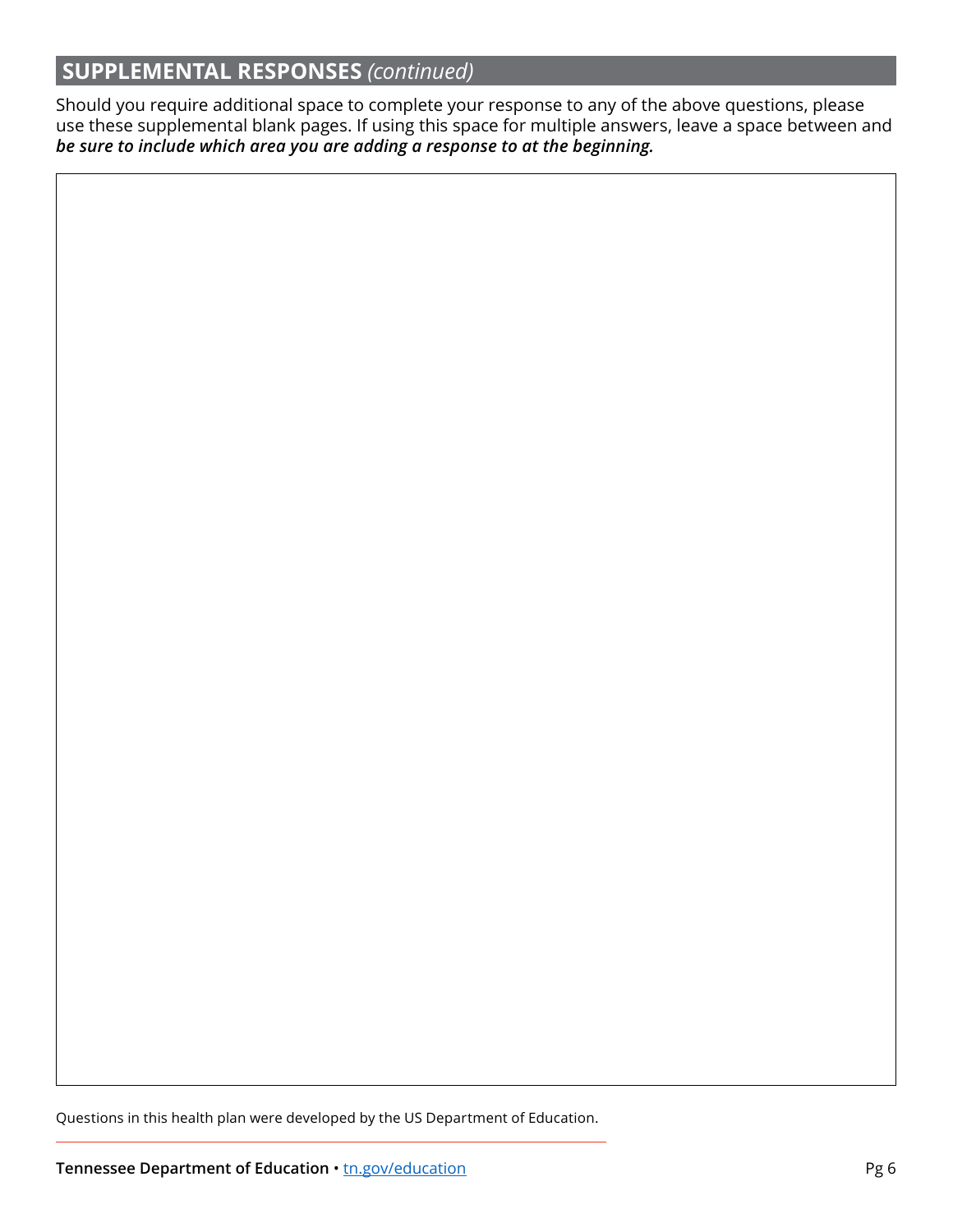## SUPPLEMENTAL RESPONSES *(continued)*

Should you require additional space to complete your response to any of the above questions, please use these supplemental blank pages. If using this space for multiple answers, leave a space between and ***be sure to include which area you are adding a response to at the beginning.***

Questions in this health plan were developed by the US Department of Education.

**Tennessee Department of Education** • tn.gov/education